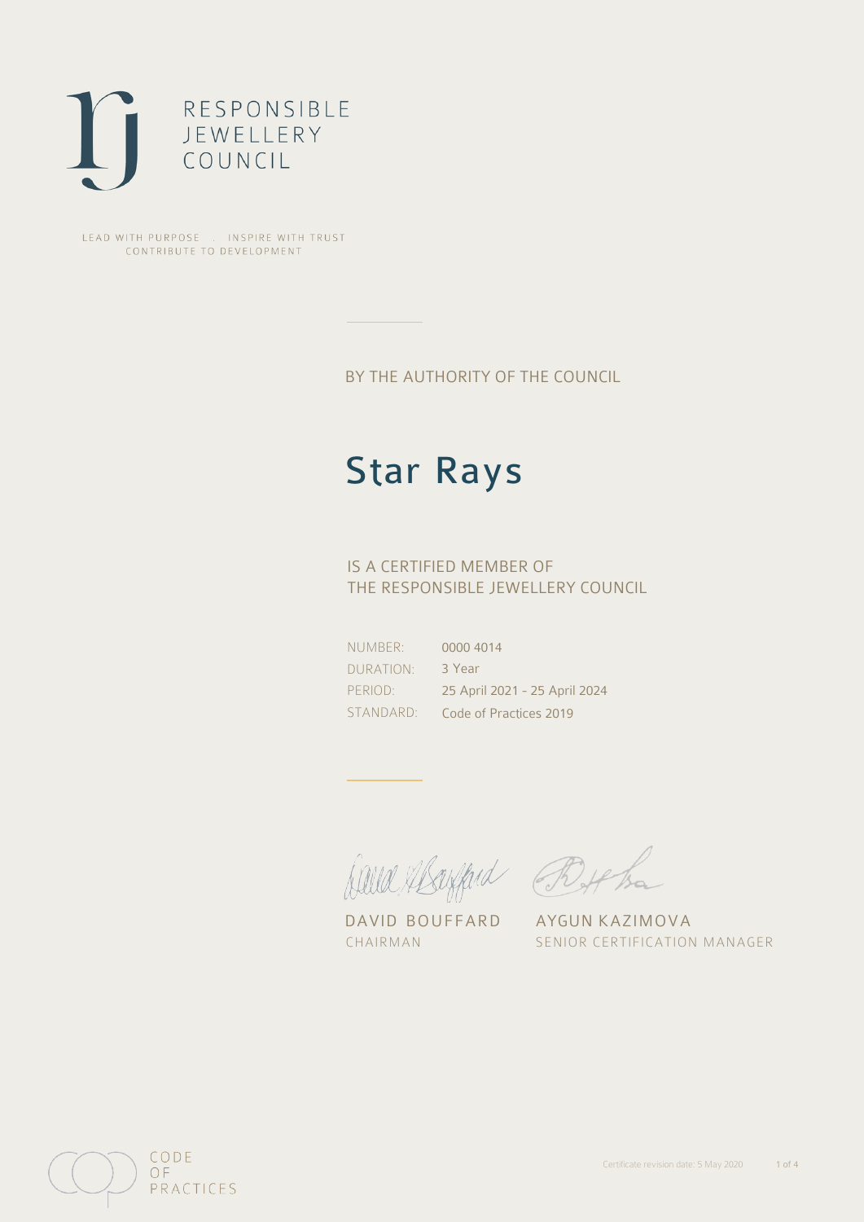RESPONSIBLE
JEWELLERY
COUNCIL

LEAD WITH PURPOSE . INSPIRE WITH TRUST
CONTRIBUTE TO DEVELOPMENT

BY THE AUTHORITY OF THE COUNCIL

# Star Rays

IS A CERTIFIED MEMBER OF
THE RESPONSIBLE JEWELLERY COUNCIL

| | |
|---|---|
| NUMBER: | 0000 4014 |
| DURATION: | 3 Year |
| PERIOD: | 25 April 2021 - 25 April 2024 |
| STANDARD: | Code of Practices 2019 |

DAVID BOUFFARD
CHAIRMAN

AYGUN KAZIMOVA
SENIOR CERTIFICATION MANAGER

CODE
OF
PRACTICES

Certificate revision date: 5 May 2020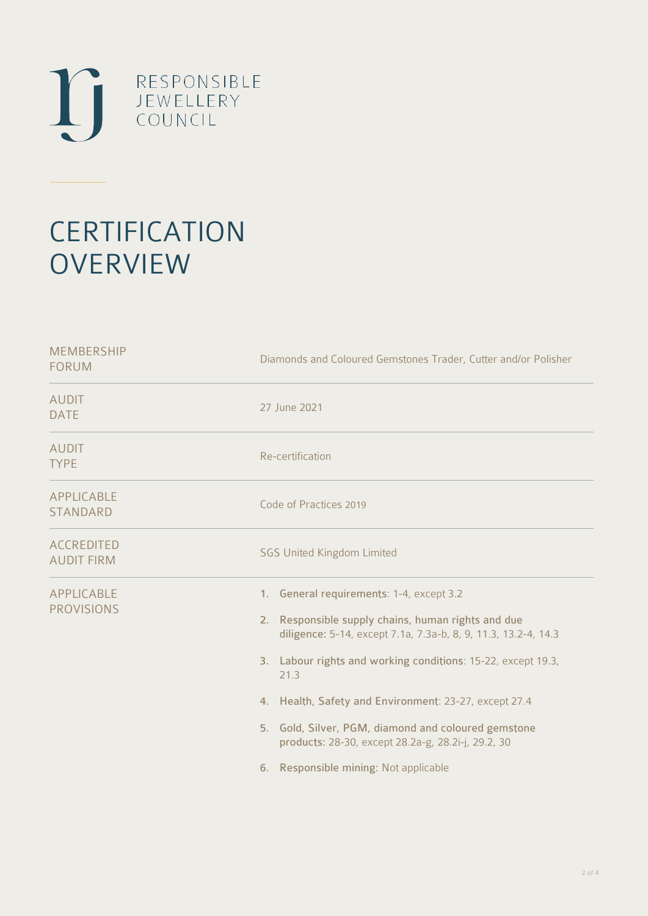RESPONSIBLE JEWELLERY COUNCIL

# CERTIFICATION OVERVIEW

| | |
|---|---|
| MEMBERSHIP FORUM | Diamonds and Coloured Gemstones Trader, Cutter and/or Polisher |
| AUDIT DATE | 27 June 2021 |
| AUDIT TYPE | Re-certification |
| APPLICABLE STANDARD | Code of Practices 2019 |
| ACCREDITED AUDIT FIRM | SGS United Kingdom Limited |
| APPLICABLE PROVISIONS | 1. **General requirements**: 1-4, except 3.2<br>2. **Responsible supply chains, human rights and due diligence**: 5-14, except 7.1a, 7.3a-b, 8, 9, 11.3, 13.2-4, 14.3<br>3. **Labour rights and working conditions**: 15-22, except 19.3, 21.3<br>4. **Health, Safety and Environment**: 23-27, except 27.4<br>5. **Gold, Silver, PGM, diamond and coloured gemstone products**: 28-30, except 28.2a-g, 28.2i-j, 29.2, 30<br>6. **Responsible mining:** Not applicable |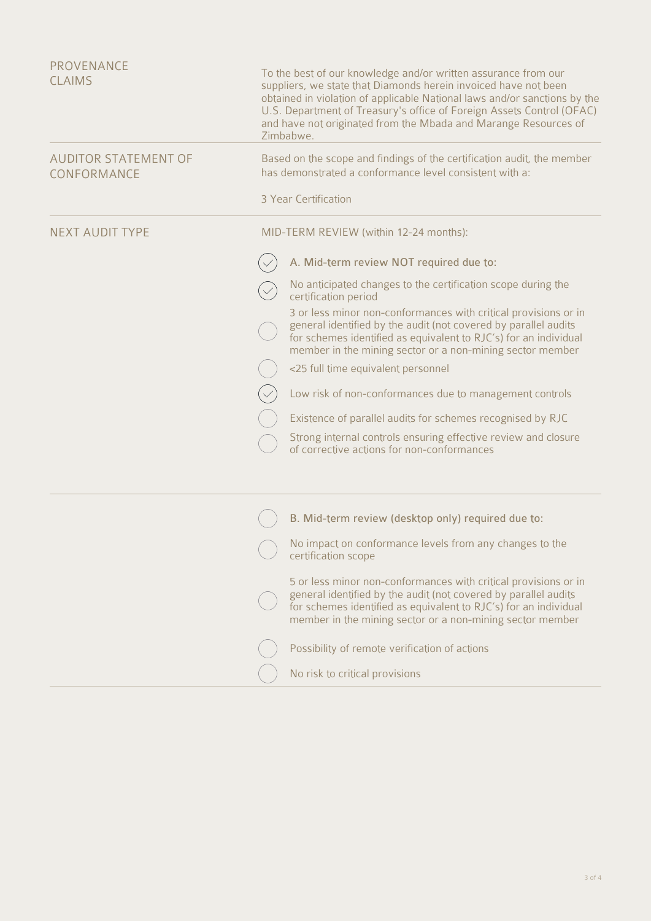**PROVENANCE CLAIMS**

To the best of our knowledge and/or written assurance from our suppliers, we state that Diamonds herein invoiced have not been obtained in violation of applicable National laws and/or sanctions by the U.S. Department of Treasury's office of Foreign Assets Control (OFAC) and have not originated from the Mbada and Marange Resources of Zimbabwe.

**AUDITOR STATEMENT OF CONFORMANCE**

Based on the scope and findings of the certification audit, the member has demonstrated a conformance level consistent with a:

3 Year Certification

**NEXT AUDIT TYPE**

MID-TERM REVIEW (within 12-24 months):

- [x] A. Mid-term review NOT required due to:
  - [x] No anticipated changes to the certification scope during the certification period
  - [ ] 3 or less minor non-conformances with critical provisions or in general identified by the audit (not covered by parallel audits for schemes identified as equivalent to RJC's) for an individual member in the mining sector or a non-mining sector member
  - [ ] <25 full time equivalent personnel
  - [x] Low risk of non-conformances due to management controls
  - [ ] Existence of parallel audits for schemes recognised by RJC
  - [ ] Strong internal controls ensuring effective review and closure of corrective actions for non-conformances

- [ ] B. Mid-term review (desktop only) required due to:
  - [ ] No impact on conformance levels from any changes to the certification scope
  - [ ] 5 or less minor non-conformances with critical provisions or in general identified by the audit (not covered by parallel audits for schemes identified as equivalent to RJC's) for an individual member in the mining sector or a non-mining sector member
  - [ ] Possibility of remote verification of actions
  - [ ] No risk to critical provisions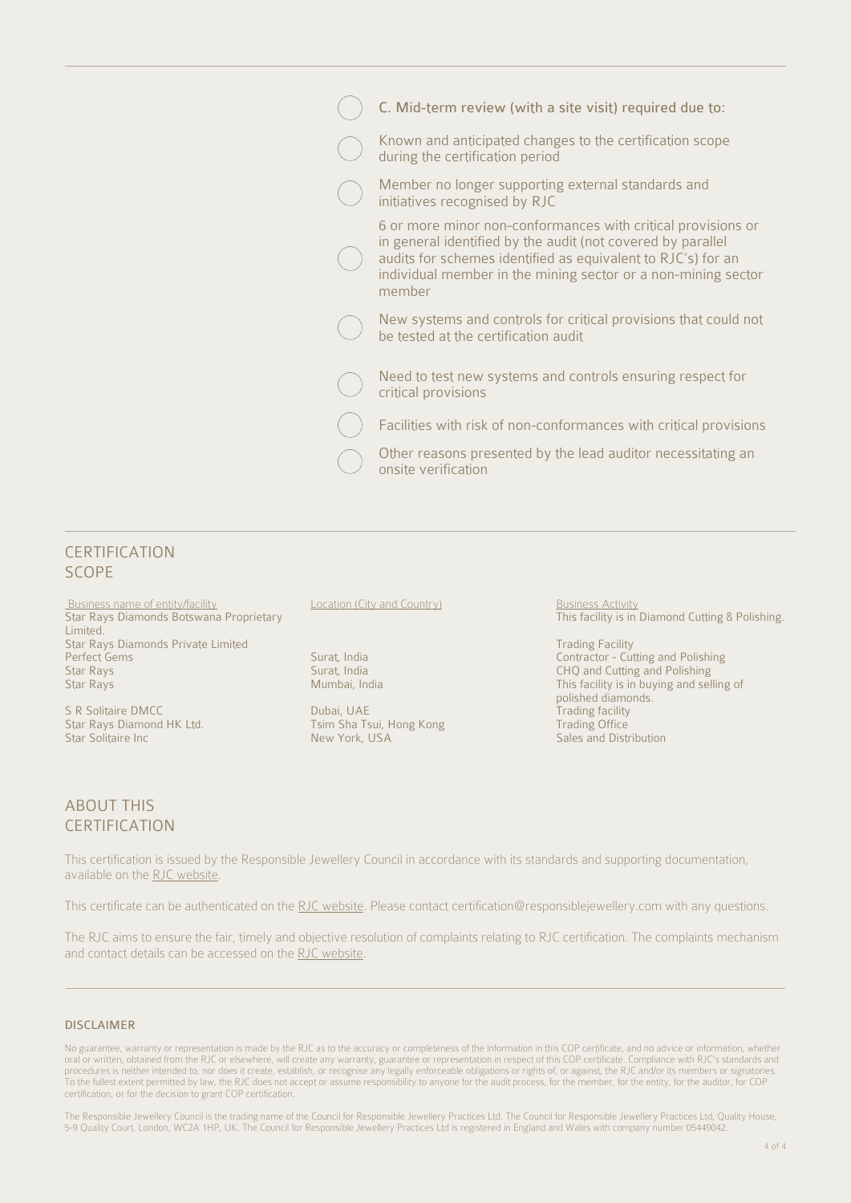- ◯ C. Mid-term review (with a site visit) required due to:
- ◯ Known and anticipated changes to the certification scope during the certification period
- ◯ Member no longer supporting external standards and initiatives recognised by RJC
- ◯ 6 or more minor non-conformances with critical provisions or in general identified by the audit (not covered by parallel audits for schemes identified as equivalent to RJC's) for an individual member in the mining sector or a non-mining sector member
- ◯ New systems and controls for critical provisions that could not be tested at the certification audit
- ◯ Need to test new systems and controls ensuring respect for critical provisions
- ◯ Facilities with risk of non-conformances with critical provisions
- ◯ Other reasons presented by the lead auditor necessitating an onsite verification

## CERTIFICATION SCOPE

| Business name of entity/facility | Location (City and Country) | Business Activity |
|---|---|---|
| Star Rays Diamonds Botswana Proprietary Limited. | | This facility is in Diamond Cutting & Polishing. |
| Star Rays Diamonds Private Limited | | Trading Facility |
| Perfect Gems | Surat, India | Contractor - Cutting and Polishing |
| Star Rays | Surat, India | CHQ and Cutting and Polishing |
| Star Rays | Mumbai, India | This facility is in buying and selling of polished diamonds. |
| S R Solitaire DMCC | Dubai, UAE | Trading facility |
| Star Rays Diamond HK Ltd. | Tsim Sha Tsui, Hong Kong | Trading Office |
| Star Solitaire Inc | New York, USA | Sales and Distribution |

## ABOUT THIS CERTIFICATION

This certification is issued by the Responsible Jewellery Council in accordance with its standards and supporting documentation, available on the RJC website.

This certificate can be authenticated on the RJC website. Please contact certification@responsiblejewellery.com with any questions.

The RJC aims to ensure the fair, timely and objective resolution of complaints relating to RJC certification. The complaints mechanism and contact details can be accessed on the RJC website.

### DISCLAIMER

No guarantee, warranty or representation is made by the RJC as to the accuracy or completeness of the information in this COP certificate, and no advice or information, whether oral or written, obtained from the RJC or elsewhere, will create any warranty, guarantee or representation in respect of this COP certificate. Compliance with RJC's standards and procedures is neither intended to, nor does it create, establish, or recognise any legally enforceable obligations or rights of, or against, the RJC and/or its members or signatories. To the fullest extent permitted by law, the RJC does not accept or assume responsibility to anyone for the audit process, for the member, for the entity, for the auditor, for COP certification, or for the decision to grant COP certification.

The Responsible Jewellery Council is the trading name of the Council for Responsible Jewellery Practices Ltd. The Council for Responsible Jewellery Practices Ltd, Quality House, 5-9 Quality Court, London, WC2A 1HP, UK. The Council for Responsible Jewellery Practices Ltd is registered in England and Wales with company number 05449042.